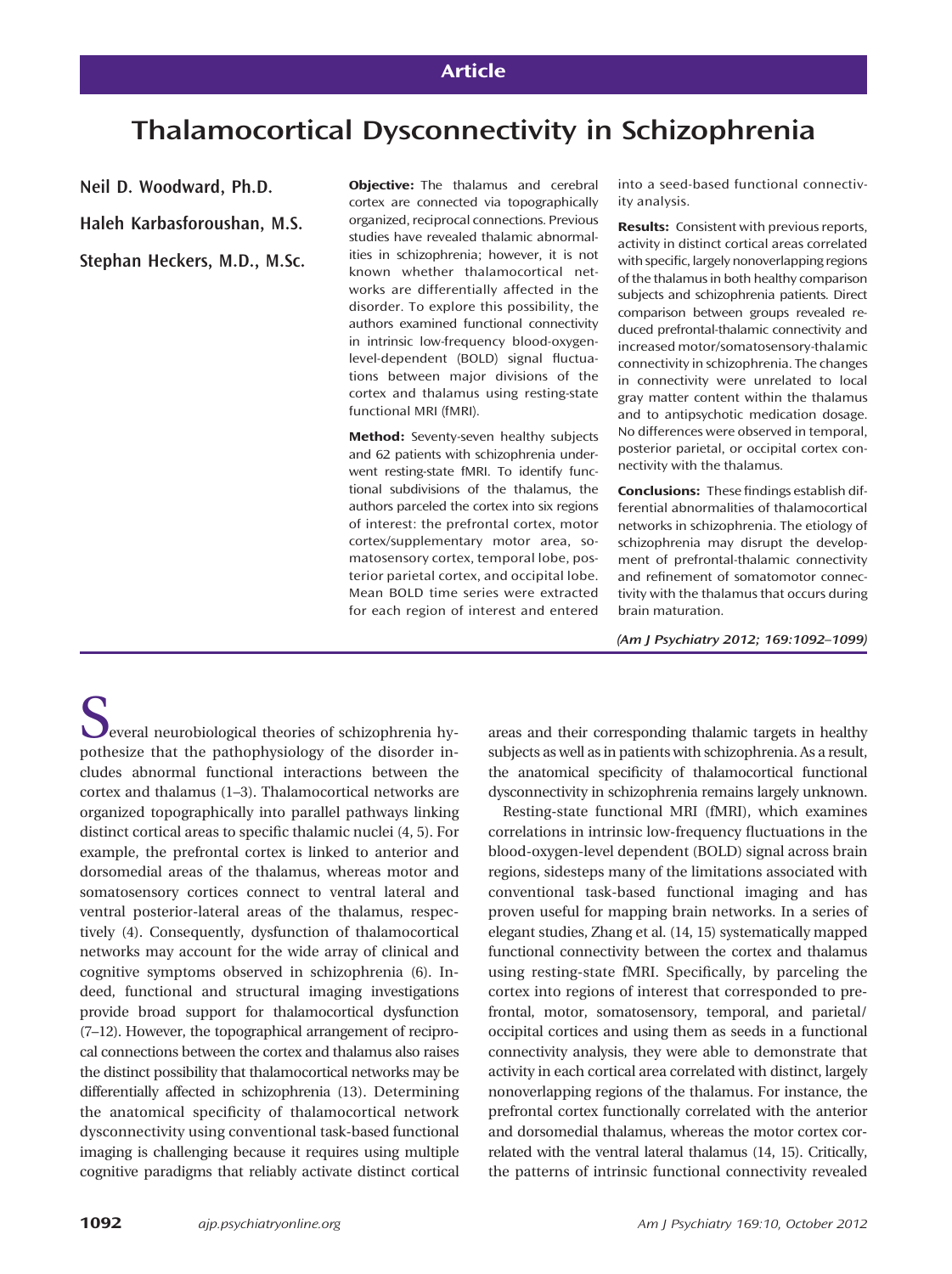Article

# Thalamocortical Dysconnectivity in Schizophrenia

**Neil D. Woodward, Ph.D.**

**Haleh Karbasforoushan, M.S.**

**Stephan Heckers, M.D., M.Sc.**

**Objective:** The thalamus and cerebral cortex are connected via topographically organized, reciprocal connections. Previous studies have revealed thalamic abnormalities in schizophrenia; however, it is not known whether thalamocortical networks are differentially affected in the disorder. To explore this possibility, the authors examined functional connectivity in intrinsic low-frequency blood-oxygen-level-dependent (BOLD) signal fluctuations between major divisions of the cortex and thalamus using resting-state functional MRI (fMRI).

**Method:** Seventy-seven healthy subjects and 62 patients with schizophrenia underwent resting-state fMRI. To identify functional subdivisions of the thalamus, the authors parceled the cortex into six regions of interest: the prefrontal cortex, motor cortex/supplementary motor area, somatosensory cortex, temporal lobe, posterior parietal cortex, and occipital lobe. Mean BOLD time series were extracted for each region of interest and entered into a seed-based functional connectivity analysis.

**Results:** Consistent with previous reports, activity in distinct cortical areas correlated with specific, largely nonoverlapping regions of the thalamus in both healthy comparison subjects and schizophrenia patients. Direct comparison between groups revealed reduced prefrontal-thalamic connectivity and increased motor/somatosensory-thalamic connectivity in schizophrenia. The changes in connectivity were unrelated to local gray matter content within the thalamus and to antipsychotic medication dosage. No differences were observed in temporal, posterior parietal, or occipital cortex connectivity with the thalamus.

**Conclusions:** These findings establish differential abnormalities of thalamocortical networks in schizophrenia. The etiology of schizophrenia may disrupt the development of prefrontal-thalamic connectivity and refinement of somatomotor connectivity with the thalamus that occurs during brain maturation.

*(Am J Psychiatry 2012; 169:1092–1099)*

Several neurobiological theories of schizophrenia hypothesize that the pathophysiology of the disorder includes abnormal functional interactions between the cortex and thalamus (1–3). Thalamocortical networks are organized topographically into parallel pathways linking distinct cortical areas to specific thalamic nuclei (4, 5). For example, the prefrontal cortex is linked to anterior and dorsomedial areas of the thalamus, whereas motor and somatosensory cortices connect to ventral lateral and ventral posterior-lateral areas of the thalamus, respectively (4). Consequently, dysfunction of thalamocortical networks may account for the wide array of clinical and cognitive symptoms observed in schizophrenia (6). Indeed, functional and structural imaging investigations provide broad support for thalamocortical dysfunction (7–12). However, the topographical arrangement of reciprocal connections between the cortex and thalamus also raises the distinct possibility that thalamocortical networks may be differentially affected in schizophrenia (13). Determining the anatomical specificity of thalamocortical network dysconnectivity using conventional task-based functional imaging is challenging because it requires using multiple cognitive paradigms that reliably activate distinct cortical areas and their corresponding thalamic targets in healthy subjects as well as in patients with schizophrenia. As a result, the anatomical specificity of thalamocortical functional dysconnectivity in schizophrenia remains largely unknown.

Resting-state functional MRI (fMRI), which examines correlations in intrinsic low-frequency fluctuations in the blood-oxygen-level dependent (BOLD) signal across brain regions, sidesteps many of the limitations associated with conventional task-based functional imaging and has proven useful for mapping brain networks. In a series of elegant studies, Zhang et al. (14, 15) systematically mapped functional connectivity between the cortex and thalamus using resting-state fMRI. Specifically, by parceling the cortex into regions of interest that corresponded to prefrontal, motor, somatosensory, temporal, and parietal/occipital cortices and using them as seeds in a functional connectivity analysis, they were able to demonstrate that activity in each cortical area correlated with distinct, largely nonoverlapping regions of the thalamus. For instance, the prefrontal cortex functionally correlated with the anterior and dorsomedial thalamus, whereas the motor cortex correlated with the ventral lateral thalamus (14, 15). Critically, the patterns of intrinsic functional connectivity revealed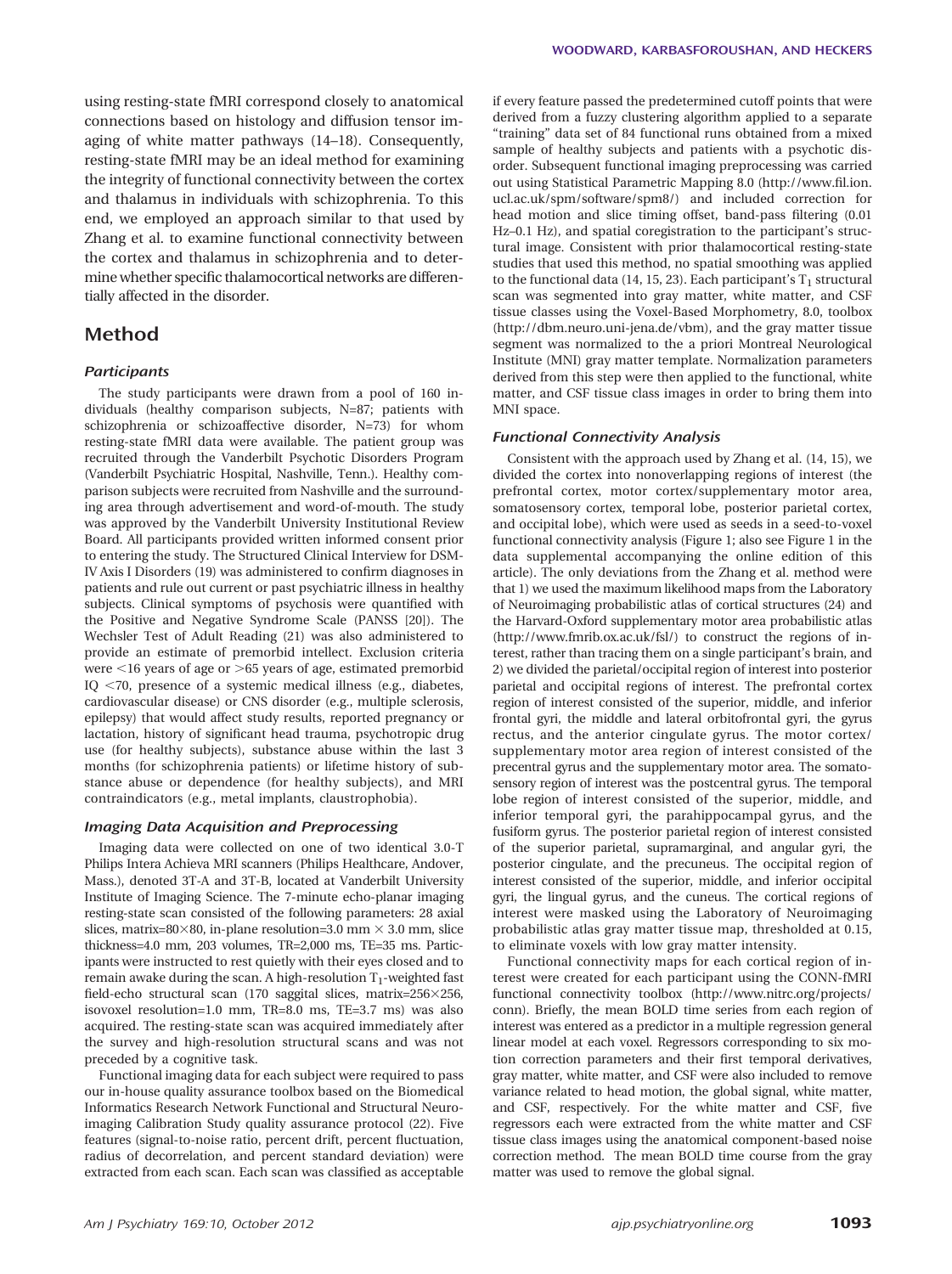using resting-state fMRI correspond closely to anatomical connections based on histology and diffusion tensor imaging of white matter pathways (14–18). Consequently, resting-state fMRI may be an ideal method for examining the integrity of functional connectivity between the cortex and thalamus in individuals with schizophrenia. To this end, we employed an approach similar to that used by Zhang et al. to examine functional connectivity between the cortex and thalamus in schizophrenia and to determine whether specific thalamocortical networks are differentially affected in the disorder.

## Method

### Participants

The study participants were drawn from a pool of 160 individuals (healthy comparison subjects, N=87; patients with schizophrenia or schizoaffective disorder, N=73) for whom resting-state fMRI data were available. The patient group was recruited through the Vanderbilt Psychotic Disorders Program (Vanderbilt Psychiatric Hospital, Nashville, Tenn.). Healthy comparison subjects were recruited from Nashville and the surrounding area through advertisement and word-of-mouth. The study was approved by the Vanderbilt University Institutional Review Board. All participants provided written informed consent prior to entering the study. The Structured Clinical Interview for DSM-IV Axis I Disorders (19) was administered to confirm diagnoses in patients and rule out current or past psychiatric illness in healthy subjects. Clinical symptoms of psychosis were quantified with the Positive and Negative Syndrome Scale (PANSS [20]). The Wechsler Test of Adult Reading (21) was also administered to provide an estimate of premorbid intellect. Exclusion criteria were <16 years of age or >65 years of age, estimated premorbid IQ <70, presence of a systemic medical illness (e.g., diabetes, cardiovascular disease) or CNS disorder (e.g., multiple sclerosis, epilepsy) that would affect study results, reported pregnancy or lactation, history of significant head trauma, psychotropic drug use (for healthy subjects), substance abuse within the last 3 months (for schizophrenia patients) or lifetime history of substance abuse or dependence (for healthy subjects), and MRI contraindicators (e.g., metal implants, claustrophobia).

### Imaging Data Acquisition and Preprocessing

Imaging data were collected on one of two identical 3.0-T Philips Intera Achieva MRI scanners (Philips Healthcare, Andover, Mass.), denoted 3T-A and 3T-B, located at Vanderbilt University Institute of Imaging Science. The 7-minute echo-planar imaging resting-state scan consisted of the following parameters: 28 axial slices, matrix=80×80, in-plane resolution=3.0 mm × 3.0 mm, slice thickness=4.0 mm, 203 volumes, TR=2,000 ms, TE=35 ms. Participants were instructed to rest quietly with their eyes closed and to remain awake during the scan. A high-resolution $T_1$-weighted fast field-echo structural scan (170 saggital slices, matrix=256×256, isovoxel resolution=1.0 mm, TR=8.0 ms, TE=3.7 ms) was also acquired. The resting-state scan was acquired immediately after the survey and high-resolution structural scans and was not preceded by a cognitive task.

Functional imaging data for each subject were required to pass our in-house quality assurance toolbox based on the Biomedical Informatics Research Network Functional and Structural Neuroimaging Calibration Study quality assurance protocol (22). Five features (signal-to-noise ratio, percent drift, percent fluctuation, radius of decorrelation, and percent standard deviation) were extracted from each scan. Each scan was classified as acceptable if every feature passed the predetermined cutoff points that were derived from a fuzzy clustering algorithm applied to a separate "training" data set of 84 functional runs obtained from a mixed sample of healthy subjects and patients with a psychotic disorder. Subsequent functional imaging preprocessing was carried out using Statistical Parametric Mapping 8.0 (http://www.fil.ion.ucl.ac.uk/spm/software/spm8/) and included correction for head motion and slice timing offset, band-pass filtering (0.01 Hz–0.1 Hz), and spatial coregistration to the participant's structural image. Consistent with prior thalamocortical resting-state studies that used this method, no spatial smoothing was applied to the functional data (14, 15, 23). Each participant's $T_1$ structural scan was segmented into gray matter, white matter, and CSF tissue classes using the Voxel-Based Morphometry, 8.0, toolbox (http://dbm.neuro.uni-jena.de/vbm), and the gray matter tissue segment was normalized to the a priori Montreal Neurological Institute (MNI) gray matter template. Normalization parameters derived from this step were then applied to the functional, white matter, and CSF tissue class images in order to bring them into MNI space.

### Functional Connectivity Analysis

Consistent with the approach used by Zhang et al. (14, 15), we divided the cortex into nonoverlapping regions of interest (the prefrontal cortex, motor cortex/supplementary motor area, somatosensory cortex, temporal lobe, posterior parietal cortex, and occipital lobe), which were used as seeds in a seed-to-voxel functional connectivity analysis (Figure 1; also see Figure 1 in the data supplemental accompanying the online edition of this article). The only deviations from the Zhang et al. method were that 1) we used the maximum likelihood maps from the Laboratory of Neuroimaging probabilistic atlas of cortical structures (24) and the Harvard-Oxford supplementary motor area probabilistic atlas (http://www.fmrib.ox.ac.uk/fsl/) to construct the regions of interest, rather than tracing them on a single participant's brain, and 2) we divided the parietal/occipital region of interest into posterior parietal and occipital regions of interest. The prefrontal cortex region of interest consisted of the superior, middle, and inferior frontal gyri, the middle and lateral orbitofrontal gyri, the gyrus rectus, and the anterior cingulate gyrus. The motor cortex/supplementary motor area region of interest consisted of the precentral gyrus and the supplementary motor area. The somatosensory region of interest was the postcentral gyrus. The temporal lobe region of interest consisted of the superior, middle, and inferior temporal gyri, the parahippocampal gyrus, and the fusiform gyrus. The posterior parietal region of interest consisted of the superior parietal, supramarginal, and angular gyri, the posterior cingulate, and the precuneus. The occipital region of interest consisted of the superior, middle, and inferior occipital gyri, the lingual gyrus, and the cuneus. The cortical regions of interest were masked using the Laboratory of Neuroimaging probabilistic atlas gray matter tissue map, thresholded at 0.15, to eliminate voxels with low gray matter intensity.

Functional connectivity maps for each cortical region of interest were created for each participant using the CONN-fMRI functional connectivity toolbox (http://www.nitrc.org/projects/conn). Briefly, the mean BOLD time series from each region of interest was entered as a predictor in a multiple regression general linear model at each voxel. Regressors corresponding to six motion correction parameters and their first temporal derivatives, gray matter, white matter, and CSF were also included to remove variance related to head motion, the global signal, white matter, and CSF, respectively. For the white matter and CSF, five regressors each were extracted from the white matter and CSF tissue class images using the anatomical component-based noise correction method. The mean BOLD time course from the gray matter was used to remove the global signal.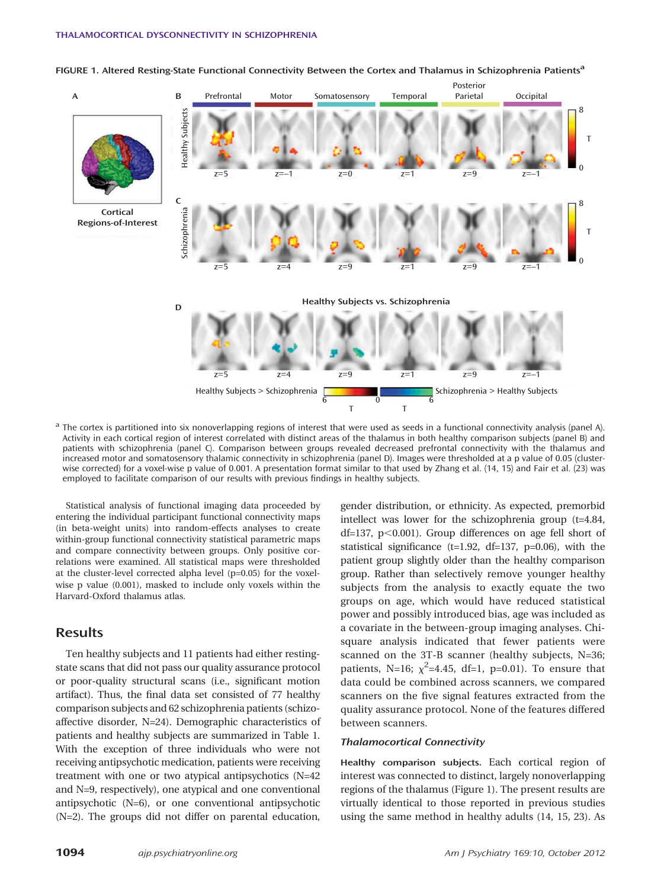FIGURE 1. Altered Resting-State Functional Connectivity Between the Cortex and Thalamus in Schizophrenia Patients[a]

[a] The cortex is partitioned into six nonoverlapping regions of interest that were used as seeds in a functional connectivity analysis (panel A). Activity in each cortical region of interest correlated with distinct areas of the thalamus in both healthy comparison subjects (panel B) and patients with schizophrenia (panel C). Comparison between groups revealed decreased prefrontal connectivity with the thalamus and increased motor and somatosensory thalamic connectivity in schizophrenia (panel D). Images were thresholded at a p value of 0.05 (cluster-wise corrected) for a voxel-wise p value of 0.001. A presentation format similar to that used by Zhang et al. (14, 15) and Fair et al. (23) was employed to facilitate comparison of our results with previous findings in healthy subjects.

Statistical analysis of functional imaging data proceeded by entering the individual participant functional connectivity maps (in beta-weight units) into random-effects analyses to create within-group functional connectivity statistical parametric maps and compare connectivity between groups. Only positive correlations were examined. All statistical maps were thresholded at the cluster-level corrected alpha level (p=0.05) for the voxel-wise p value (0.001), masked to include only voxels within the Harvard-Oxford thalamus atlas.

## Results

Ten healthy subjects and 11 patients had either resting-state scans that did not pass our quality assurance protocol or poor-quality structural scans (i.e., significant motion artifact). Thus, the final data set consisted of 77 healthy comparison subjects and 62 schizophrenia patients (schizoaffective disorder, N=24). Demographic characteristics of patients and healthy subjects are summarized in Table 1. With the exception of three individuals who were not receiving antipsychotic medication, patients were receiving treatment with one or two atypical antipsychotics (N=42 and N=9, respectively), one atypical and one conventional antipsychotic (N=6), or one conventional antipsychotic (N=2). The groups did not differ on parental education, gender distribution, or ethnicity. As expected, premorbid intellect was lower for the schizophrenia group (t=4.84, df=137, p<0.001). Group differences on age fell short of statistical significance (t=1.92, df=137, p=0.06), with the patient group slightly older than the healthy comparison group. Rather than selectively remove younger healthy subjects from the analysis to exactly equate the two groups on age, which would have reduced statistical power and possibly introduced bias, age was included as a covariate in the between-group imaging analyses. Chi-square analysis indicated that fewer patients were scanned on the 3T-B scanner (healthy subjects, N=36; patients, N=16; $\chi^2$=4.45, df=1, p=0.01). To ensure that data could be combined across scanners, we compared scanners on the five signal features extracted from the quality assurance protocol. None of the features differed between scanners.

### *Thalamocortical Connectivity*

**Healthy comparison subjects.** Each cortical region of interest was connected to distinct, largely nonoverlapping regions of the thalamus (Figure 1). The present results are virtually identical to those reported in previous studies using the same method in healthy adults (14, 15, 23). As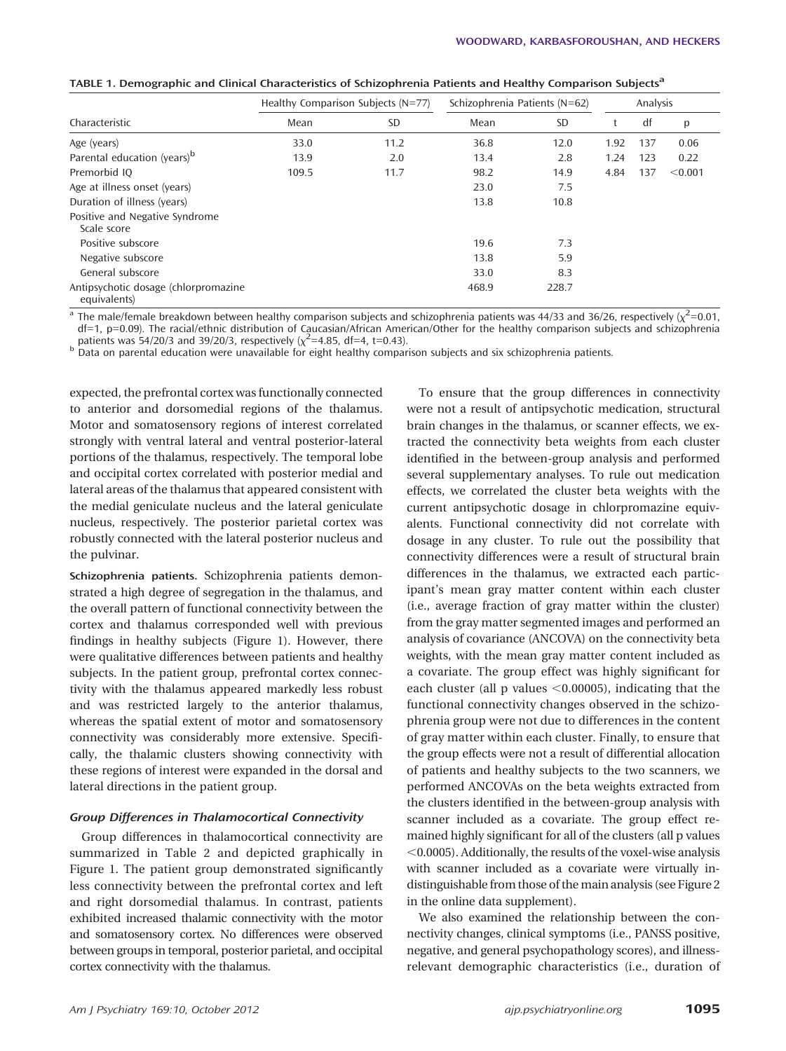TABLE 1. Demographic and Clinical Characteristics of Schizophrenia Patients and Healthy Comparison Subjects[a]

| Characteristic | Healthy Comparison Subjects (N=77) | | Schizophrenia Patients (N=62) | | Analysis | | |
|---|---|---|---|---|---|---|---|
| | Mean | SD | Mean | SD | t | df | p |
| Age (years) | 33.0 | 11.2 | 36.8 | 12.0 | 1.92 | 137 | 0.06 |
| Parental education (years)[b] | 13.9 | 2.0 | 13.4 | 2.8 | 1.24 | 123 | 0.22 |
| Premorbid IQ | 109.5 | 11.7 | 98.2 | 14.9 | 4.84 | 137 | <0.001 |
| Age at illness onset (years) | | | 23.0 | 7.5 | | | |
| Duration of illness (years) | | | 13.8 | 10.8 | | | |
| Positive and Negative Syndrome Scale score | | | | | | | |
| Positive subscore | | | 19.6 | 7.3 | | | |
| Negative subscore | | | 13.8 | 5.9 | | | |
| General subscore | | | 33.0 | 8.3 | | | |
| Antipsychotic dosage (chlorpromazine equivalents) | | | 468.9 | 228.7 | | | |

[a] The male/female breakdown between healthy comparison subjects and schizophrenia patients was 44/33 and 36/26, respectively ($\chi^2$=0.01, df=1, p=0.09). The racial/ethnic distribution of Caucasian/African American/Other for the healthy comparison subjects and schizophrenia patients was 54/20/3 and 39/20/3, respectively ($\chi^2$=4.85, df=4, t=0.43).

[b] Data on parental education were unavailable for eight healthy comparison subjects and six schizophrenia patients.

expected, the prefrontal cortex was functionally connected to anterior and dorsomedial regions of the thalamus. Motor and somatosensory regions of interest correlated strongly with ventral lateral and ventral posterior-lateral portions of the thalamus, respectively. The temporal lobe and occipital cortex correlated with posterior medial and lateral areas of the thalamus that appeared consistent with the medial geniculate nucleus and the lateral geniculate nucleus, respectively. The posterior parietal cortex was robustly connected with the lateral posterior nucleus and the pulvinar.

**Schizophrenia patients.** Schizophrenia patients demonstrated a high degree of segregation in the thalamus, and the overall pattern of functional connectivity between the cortex and thalamus corresponded well with previous findings in healthy subjects (Figure 1). However, there were qualitative differences between patients and healthy subjects. In the patient group, prefrontal cortex connectivity with the thalamus appeared markedly less robust and was restricted largely to the anterior thalamus, whereas the spatial extent of motor and somatosensory connectivity was considerably more extensive. Specifically, the thalamic clusters showing connectivity with these regions of interest were expanded in the dorsal and lateral directions in the patient group.

### *Group Differences in Thalamocortical Connectivity*

Group differences in thalamocortical connectivity are summarized in Table 2 and depicted graphically in Figure 1. The patient group demonstrated significantly less connectivity between the prefrontal cortex and left and right dorsomedial thalamus. In contrast, patients exhibited increased thalamic connectivity with the motor and somatosensory cortex. No differences were observed between groups in temporal, posterior parietal, and occipital cortex connectivity with the thalamus.

To ensure that the group differences in connectivity were not a result of antipsychotic medication, structural brain changes in the thalamus, or scanner effects, we extracted the connectivity beta weights from each cluster identified in the between-group analysis and performed several supplementary analyses. To rule out medication effects, we correlated the cluster beta weights with the current antipsychotic dosage in chlorpromazine equivalents. Functional connectivity did not correlate with dosage in any cluster. To rule out the possibility that connectivity differences were a result of structural brain differences in the thalamus, we extracted each participant's mean gray matter content within each cluster (i.e., average fraction of gray matter within the cluster) from the gray matter segmented images and performed an analysis of covariance (ANCOVA) on the connectivity beta weights, with the mean gray matter content included as a covariate. The group effect was highly significant for each cluster (all p values <0.00005), indicating that the functional connectivity changes observed in the schizophrenia group were not due to differences in the content of gray matter within each cluster. Finally, to ensure that the group effects were not a result of differential allocation of patients and healthy subjects to the two scanners, we performed ANCOVAs on the beta weights extracted from the clusters identified in the between-group analysis with scanner included as a covariate. The group effect remained highly significant for all of the clusters (all p values <0.0005). Additionally, the results of the voxel-wise analysis with scanner included as a covariate were virtually indistinguishable from those of the main analysis (see Figure 2 in the online data supplement).

We also examined the relationship between the connectivity changes, clinical symptoms (i.e., PANSS positive, negative, and general psychopathology scores), and illness-relevant demographic characteristics (i.e., duration of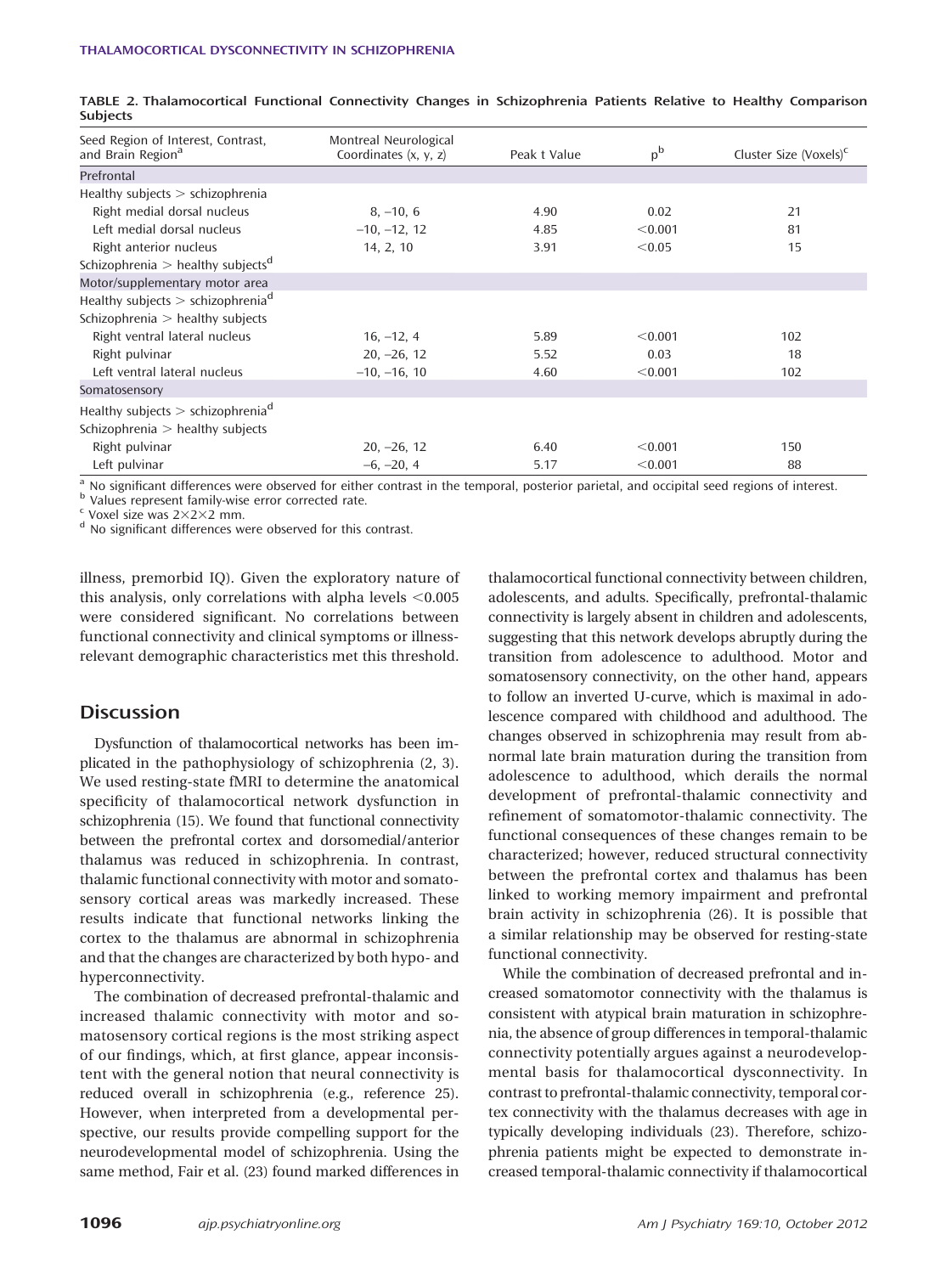TABLE 2. Thalamocortical Functional Connectivity Changes in Schizophrenia Patients Relative to Healthy Comparison Subjects

| Seed Region of Interest, Contrast, and Brain Region[a] | Montreal Neurological Coordinates (x, y, z) | Peak t Value | p[b] | Cluster Size (Voxels)[c] |
|---|---|---|---|---|
| Prefrontal | | | | |
| Healthy subjects > schizophrenia | | | | |
| Right medial dorsal nucleus | 8, –10, 6 | 4.90 | 0.02 | 21 |
| Left medial dorsal nucleus | –10, –12, 12 | 4.85 | <0.001 | 81 |
| Right anterior nucleus | 14, 2, 10 | 3.91 | <0.05 | 15 |
| Schizophrenia > healthy subjects[d] | | | | |
| Motor/supplementary motor area | | | | |
| Healthy subjects > schizophrenia[d] | | | | |
| Schizophrenia > healthy subjects | | | | |
| Right ventral lateral nucleus | 16, –12, 4 | 5.89 | <0.001 | 102 |
| Right pulvinar | 20, –26, 12 | 5.52 | 0.03 | 18 |
| Left ventral lateral nucleus | –10, –16, 10 | 4.60 | <0.001 | 102 |
| Somatosensory | | | | |
| Healthy subjects > schizophrenia[d] | | | | |
| Schizophrenia > healthy subjects | | | | |
| Right pulvinar | 20, –26, 12 | 6.40 | <0.001 | 150 |
| Left pulvinar | –6, –20, 4 | 5.17 | <0.001 | 88 |

[a] No significant differences were observed for either contrast in the temporal, posterior parietal, and occipital seed regions of interest.
[b] Values represent family-wise error corrected rate.
[c] Voxel size was 2×2×2 mm.
[d] No significant differences were observed for this contrast.

illness, premorbid IQ). Given the exploratory nature of this analysis, only correlations with alpha levels <0.005 were considered significant. No correlations between functional connectivity and clinical symptoms or illness-relevant demographic characteristics met this threshold.

## Discussion

Dysfunction of thalamocortical networks has been implicated in the pathophysiology of schizophrenia (2, 3). We used resting-state fMRI to determine the anatomical specificity of thalamocortical network dysfunction in schizophrenia (15). We found that functional connectivity between the prefrontal cortex and dorsomedial/anterior thalamus was reduced in schizophrenia. In contrast, thalamic functional connectivity with motor and somatosensory cortical areas was markedly increased. These results indicate that functional networks linking the cortex to the thalamus are abnormal in schizophrenia and that the changes are characterized by both hypo- and hyperconnectivity.

The combination of decreased prefrontal-thalamic and increased thalamic connectivity with motor and somatosensory cortical regions is the most striking aspect of our findings, which, at first glance, appear inconsistent with the general notion that neural connectivity is reduced overall in schizophrenia (e.g., reference 25). However, when interpreted from a developmental perspective, our results provide compelling support for the neurodevelopmental model of schizophrenia. Using the same method, Fair et al. (23) found marked differences in thalamocortical functional connectivity between children, adolescents, and adults. Specifically, prefrontal-thalamic connectivity is largely absent in children and adolescents, suggesting that this network develops abruptly during the transition from adolescence to adulthood. Motor and somatosensory connectivity, on the other hand, appears to follow an inverted U-curve, which is maximal in adolescence compared with childhood and adulthood. The changes observed in schizophrenia may result from abnormal late brain maturation during the transition from adolescence to adulthood, which derails the normal development of prefrontal-thalamic connectivity and refinement of somatomotor-thalamic connectivity. The functional consequences of these changes remain to be characterized; however, reduced structural connectivity between the prefrontal cortex and thalamus has been linked to working memory impairment and prefrontal brain activity in schizophrenia (26). It is possible that a similar relationship may be observed for resting-state functional connectivity.

While the combination of decreased prefrontal and increased somatomotor connectivity with the thalamus is consistent with atypical brain maturation in schizophrenia, the absence of group differences in temporal-thalamic connectivity potentially argues against a neurodevelopmental basis for thalamocortical dysconnectivity. In contrast to prefrontal-thalamic connectivity, temporal cortex connectivity with the thalamus decreases with age in typically developing individuals (23). Therefore, schizophrenia patients might be expected to demonstrate increased temporal-thalamic connectivity if thalamocortical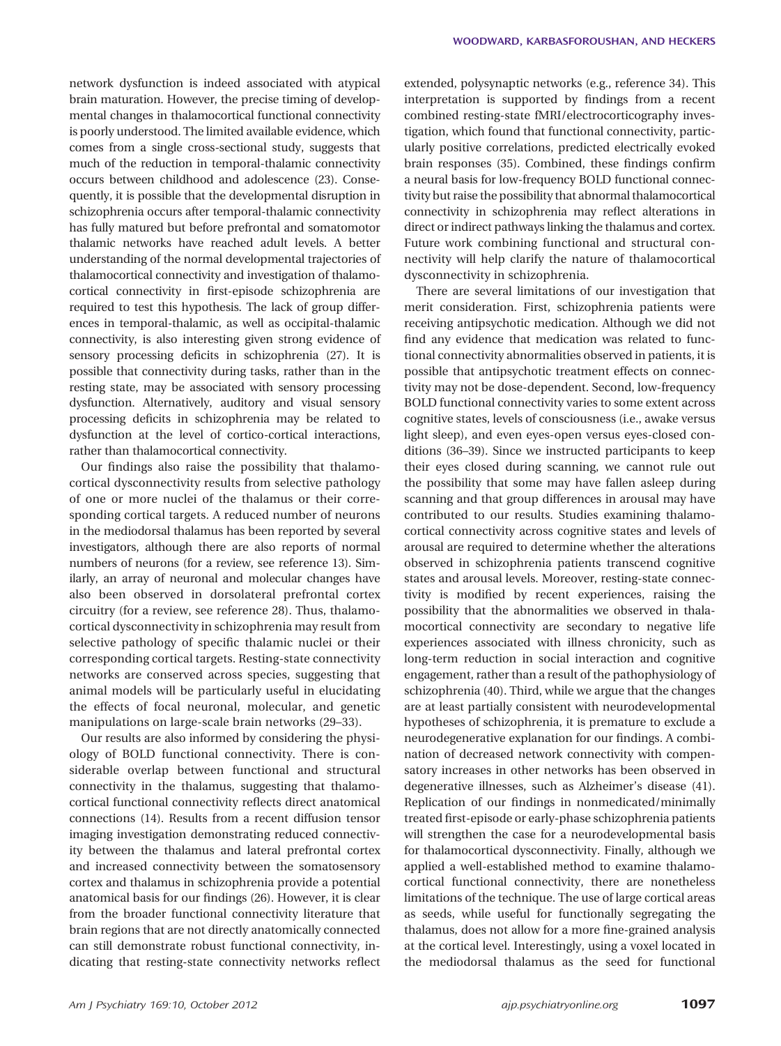network dysfunction is indeed associated with atypical brain maturation. However, the precise timing of developmental changes in thalamocortical functional connectivity is poorly understood. The limited available evidence, which comes from a single cross-sectional study, suggests that much of the reduction in temporal-thalamic connectivity occurs between childhood and adolescence (23). Consequently, it is possible that the developmental disruption in schizophrenia occurs after temporal-thalamic connectivity has fully matured but before prefrontal and somatomotor thalamic networks have reached adult levels. A better understanding of the normal developmental trajectories of thalamocortical connectivity and investigation of thalamocortical connectivity in first-episode schizophrenia are required to test this hypothesis. The lack of group differences in temporal-thalamic, as well as occipital-thalamic connectivity, is also interesting given strong evidence of sensory processing deficits in schizophrenia (27). It is possible that connectivity during tasks, rather than in the resting state, may be associated with sensory processing dysfunction. Alternatively, auditory and visual sensory processing deficits in schizophrenia may be related to dysfunction at the level of cortico-cortical interactions, rather than thalamocortical connectivity.

Our findings also raise the possibility that thalamocortical dysconnectivity results from selective pathology of one or more nuclei of the thalamus or their corresponding cortical targets. A reduced number of neurons in the mediodorsal thalamus has been reported by several investigators, although there are also reports of normal numbers of neurons (for a review, see reference 13). Similarly, an array of neuronal and molecular changes have also been observed in dorsolateral prefrontal cortex circuitry (for a review, see reference 28). Thus, thalamocortical dysconnectivity in schizophrenia may result from selective pathology of specific thalamic nuclei or their corresponding cortical targets. Resting-state connectivity networks are conserved across species, suggesting that animal models will be particularly useful in elucidating the effects of focal neuronal, molecular, and genetic manipulations on large-scale brain networks (29–33).

Our results are also informed by considering the physiology of BOLD functional connectivity. There is considerable overlap between functional and structural connectivity in the thalamus, suggesting that thalamocortical functional connectivity reflects direct anatomical connections (14). Results from a recent diffusion tensor imaging investigation demonstrating reduced connectivity between the thalamus and lateral prefrontal cortex and increased connectivity between the somatosensory cortex and thalamus in schizophrenia provide a potential anatomical basis for our findings (26). However, it is clear from the broader functional connectivity literature that brain regions that are not directly anatomically connected can still demonstrate robust functional connectivity, indicating that resting-state connectivity networks reflect extended, polysynaptic networks (e.g., reference 34). This interpretation is supported by findings from a recent combined resting-state fMRI/electrocorticography investigation, which found that functional connectivity, particularly positive correlations, predicted electrically evoked brain responses (35). Combined, these findings confirm a neural basis for low-frequency BOLD functional connectivity but raise the possibility that abnormal thalamocortical connectivity in schizophrenia may reflect alterations in direct or indirect pathways linking the thalamus and cortex. Future work combining functional and structural connectivity will help clarify the nature of thalamocortical dysconnectivity in schizophrenia.

There are several limitations of our investigation that merit consideration. First, schizophrenia patients were receiving antipsychotic medication. Although we did not find any evidence that medication was related to functional connectivity abnormalities observed in patients, it is possible that antipsychotic treatment effects on connectivity may not be dose-dependent. Second, low-frequency BOLD functional connectivity varies to some extent across cognitive states, levels of consciousness (i.e., awake versus light sleep), and even eyes-open versus eyes-closed conditions (36–39). Since we instructed participants to keep their eyes closed during scanning, we cannot rule out the possibility that some may have fallen asleep during scanning and that group differences in arousal may have contributed to our results. Studies examining thalamocortical connectivity across cognitive states and levels of arousal are required to determine whether the alterations observed in schizophrenia patients transcend cognitive states and arousal levels. Moreover, resting-state connectivity is modified by recent experiences, raising the possibility that the abnormalities we observed in thalamocortical connectivity are secondary to negative life experiences associated with illness chronicity, such as long-term reduction in social interaction and cognitive engagement, rather than a result of the pathophysiology of schizophrenia (40). Third, while we argue that the changes are at least partially consistent with neurodevelopmental hypotheses of schizophrenia, it is premature to exclude a neurodegenerative explanation for our findings. A combination of decreased network connectivity with compensatory increases in other networks has been observed in degenerative illnesses, such as Alzheimer's disease (41). Replication of our findings in nonmedicated/minimally treated first-episode or early-phase schizophrenia patients will strengthen the case for a neurodevelopmental basis for thalamocortical dysconnectivity. Finally, although we applied a well-established method to examine thalamocortical functional connectivity, there are nonetheless limitations of the technique. The use of large cortical areas as seeds, while useful for functionally segregating the thalamus, does not allow for a more fine-grained analysis at the cortical level. Interestingly, using a voxel located in the mediodorsal thalamus as the seed for functional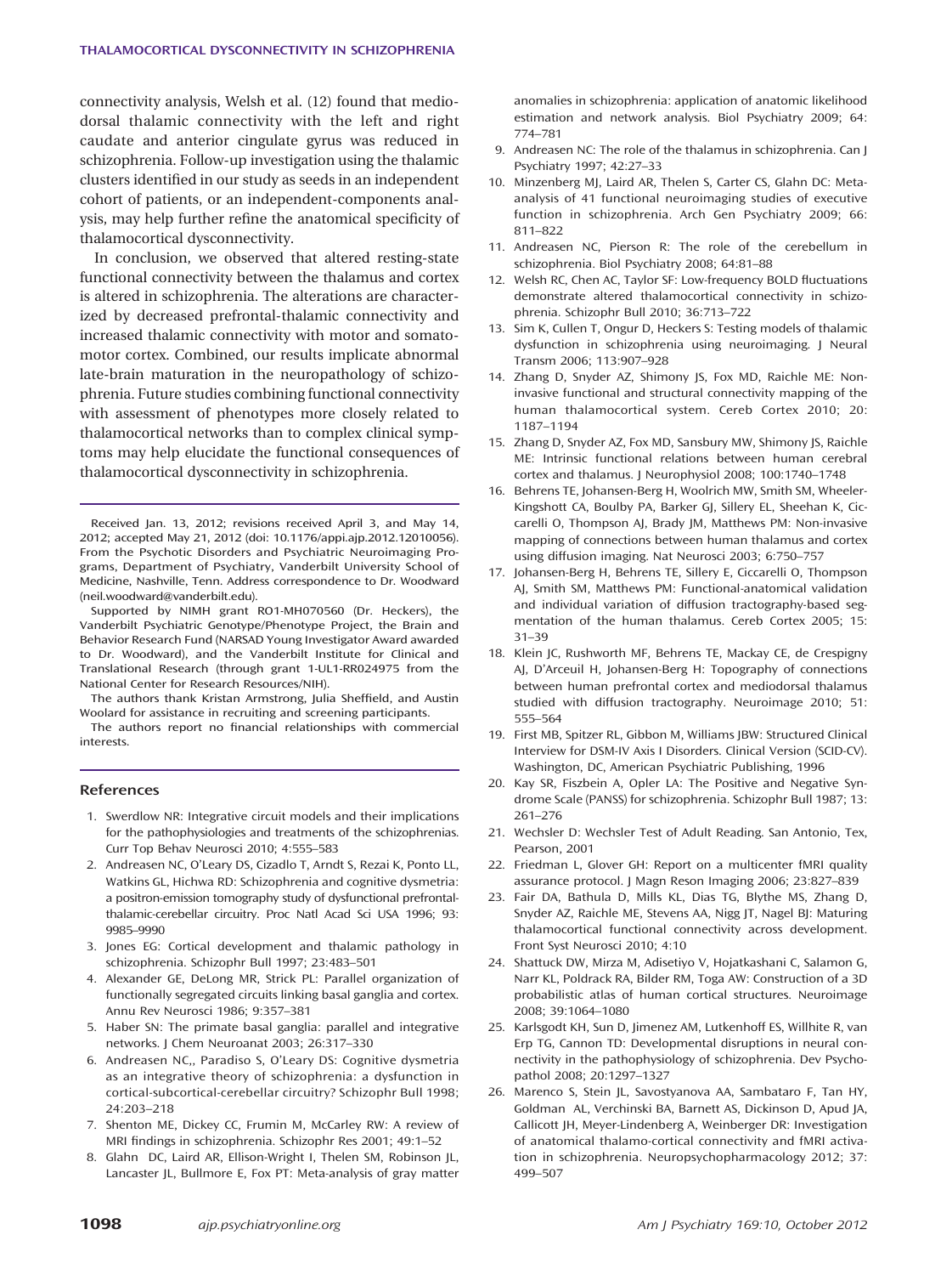connectivity analysis, Welsh et al. (12) found that mediodorsal thalamic connectivity with the left and right caudate and anterior cingulate gyrus was reduced in schizophrenia. Follow-up investigation using the thalamic clusters identified in our study as seeds in an independent cohort of patients, or an independent-components analysis, may help further refine the anatomical specificity of thalamocortical dysconnectivity.

In conclusion, we observed that altered resting-state functional connectivity between the thalamus and cortex is altered in schizophrenia. The alterations are characterized by decreased prefrontal-thalamic connectivity and increased thalamic connectivity with motor and somatomotor cortex. Combined, our results implicate abnormal late-brain maturation in the neuropathology of schizophrenia. Future studies combining functional connectivity with assessment of phenotypes more closely related to thalamocortical networks than to complex clinical symptoms may help elucidate the functional consequences of thalamocortical dysconnectivity in schizophrenia.

---

Received Jan. 13, 2012; revisions received April 3, and May 14, 2012; accepted May 21, 2012 (doi: 10.1176/appi.ajp.2012.12010056). From the Psychotic Disorders and Psychiatric Neuroimaging Programs, Department of Psychiatry, Vanderbilt University School of Medicine, Nashville, Tenn. Address correspondence to Dr. Woodward (neil.woodward@vanderbilt.edu).

Supported by NIMH grant RO1-MH070560 (Dr. Heckers), the Vanderbilt Psychiatric Genotype/Phenotype Project, the Brain and Behavior Research Fund (NARSAD Young Investigator Award awarded to Dr. Woodward), and the Vanderbilt Institute for Clinical and Translational Research (through grant 1-UL1-RR024975 from the National Center for Research Resources/NIH).

The authors thank Kristan Armstrong, Julia Sheffield, and Austin Woolard for assistance in recruiting and screening participants.

The authors report no financial relationships with commercial interests.

## References

1. Swerdlow NR: Integrative circuit models and their implications for the pathophysiologies and treatments of the schizophrenias. Curr Top Behav Neurosci 2010; 4:555–583
2. Andreasen NC, O'Leary DS, Cizadlo T, Arndt S, Rezai K, Ponto LL, Watkins GL, Hichwa RD: Schizophrenia and cognitive dysmetria: a positron-emission tomography study of dysfunctional prefrontal-thalamic-cerebellar circuitry. Proc Natl Acad Sci USA 1996; 93: 9985–9990
3. Jones EG: Cortical development and thalamic pathology in schizophrenia. Schizophr Bull 1997; 23:483–501
4. Alexander GE, DeLong MR, Strick PL: Parallel organization of functionally segregated circuits linking basal ganglia and cortex. Annu Rev Neurosci 1986; 9:357–381
5. Haber SN: The primate basal ganglia: parallel and integrative networks. J Chem Neuroanat 2003; 26:317–330
6. Andreasen NC,, Paradiso S, O'Leary DS: Cognitive dysmetria as an integrative theory of schizophrenia: a dysfunction in cortical-subcortical-cerebellar circuitry? Schizophr Bull 1998; 24:203–218
7. Shenton ME, Dickey CC, Frumin M, McCarley RW: A review of MRI findings in schizophrenia. Schizophr Res 2001; 49:1–52
8. Glahn DC, Laird AR, Ellison-Wright I, Thelen SM, Robinson JL, Lancaster JL, Bullmore E, Fox PT: Meta-analysis of gray matter anomalies in schizophrenia: application of anatomic likelihood estimation and network analysis. Biol Psychiatry 2009; 64: 774–781
9. Andreasen NC: The role of the thalamus in schizophrenia. Can J Psychiatry 1997; 42:27–33
10. Minzenberg MJ, Laird AR, Thelen S, Carter CS, Glahn DC: Meta-analysis of 41 functional neuroimaging studies of executive function in schizophrenia. Arch Gen Psychiatry 2009; 66: 811–822
11. Andreasen NC, Pierson R: The role of the cerebellum in schizophrenia. Biol Psychiatry 2008; 64:81–88
12. Welsh RC, Chen AC, Taylor SF: Low-frequency BOLD fluctuations demonstrate altered thalamocortical connectivity in schizophrenia. Schizophr Bull 2010; 36:713–722
13. Sim K, Cullen T, Ongur D, Heckers S: Testing models of thalamic dysfunction in schizophrenia using neuroimaging. J Neural Transm 2006; 113:907–928
14. Zhang D, Snyder AZ, Shimony JS, Fox MD, Raichle ME: Noninvasive functional and structural connectivity mapping of the human thalamocortical system. Cereb Cortex 2010; 20: 1187–1194
15. Zhang D, Snyder AZ, Fox MD, Sansbury MW, Shimony JS, Raichle ME: Intrinsic functional relations between human cerebral cortex and thalamus. J Neurophysiol 2008; 100:1740–1748
16. Behrens TE, Johansen-Berg H, Woolrich MW, Smith SM, Wheeler-Kingshott CA, Boulby PA, Barker GJ, Sillery EL, Sheehan K, Ciccarelli O, Thompson AJ, Brady JM, Matthews PM: Non-invasive mapping of connections between human thalamus and cortex using diffusion imaging. Nat Neurosci 2003; 6:750–757
17. Johansen-Berg H, Behrens TE, Sillery E, Ciccarelli O, Thompson AJ, Smith SM, Matthews PM: Functional-anatomical validation and individual variation of diffusion tractography-based segmentation of the human thalamus. Cereb Cortex 2005; 15: 31–39
18. Klein JC, Rushworth MF, Behrens TE, Mackay CE, de Crespigny AJ, D'Arceuil H, Johansen-Berg H: Topography of connections between human prefrontal cortex and mediodorsal thalamus studied with diffusion tractography. Neuroimage 2010; 51: 555–564
19. First MB, Spitzer RL, Gibbon M, Williams JBW: Structured Clinical Interview for DSM-IV Axis I Disorders. Clinical Version (SCID-CV). Washington, DC, American Psychiatric Publishing, 1996
20. Kay SR, Fiszbein A, Opler LA: The Positive and Negative Syndrome Scale (PANSS) for schizophrenia. Schizophr Bull 1987; 13: 261–276
21. Wechsler D: Wechsler Test of Adult Reading. San Antonio, Tex, Pearson, 2001
22. Friedman L, Glover GH: Report on a multicenter fMRI quality assurance protocol. J Magn Reson Imaging 2006; 23:827–839
23. Fair DA, Bathula D, Mills KL, Dias TG, Blythe MS, Zhang D, Snyder AZ, Raichle ME, Stevens AA, Nigg JT, Nagel BJ: Maturing thalamocortical functional connectivity across development. Front Syst Neurosci 2010; 4:10
24. Shattuck DW, Mirza M, Adisetiyo V, Hojatkashani C, Salamon G, Narr KL, Poldrack RA, Bilder RM, Toga AW: Construction of a 3D probabilistic atlas of human cortical structures. Neuroimage 2008; 39:1064–1080
25. Karlsgodt KH, Sun D, Jimenez AM, Lutkenhoff ES, Willhite R, van Erp TG, Cannon TD: Developmental disruptions in neural connectivity in the pathophysiology of schizophrenia. Dev Psychopathol 2008; 20:1297–1327
26. Marenco S, Stein JL, Savostyanova AA, Sambataro F, Tan HY, Goldman AL, Verchinski BA, Barnett AS, Dickinson D, Apud JA, Callicott JH, Meyer-Lindenberg A, Weinberger DR: Investigation of anatomical thalamo-cortical connectivity and fMRI activation in schizophrenia. Neuropsychopharmacology 2012; 37: 499–507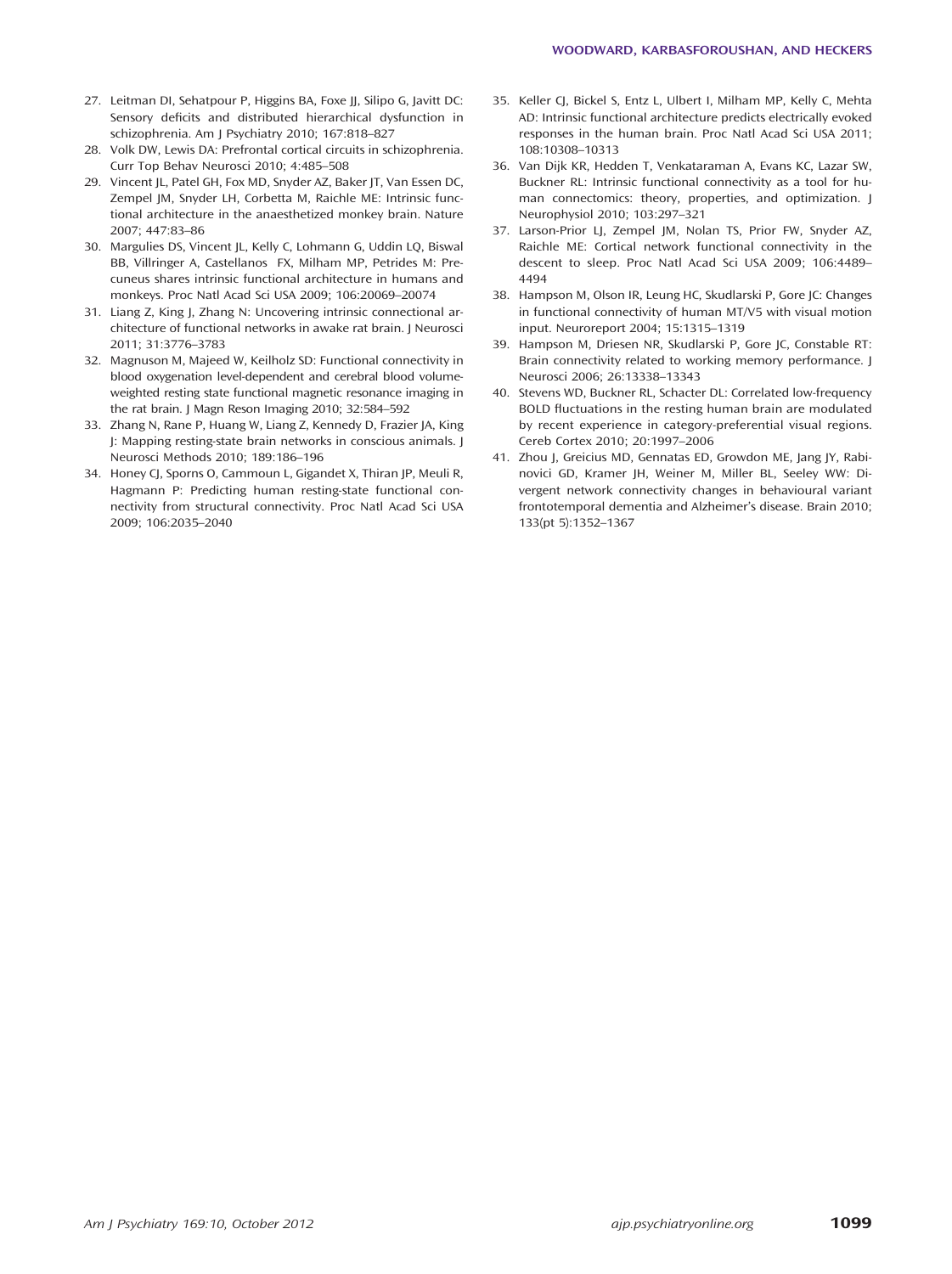27. Leitman DI, Sehatpour P, Higgins BA, Foxe JJ, Silipo G, Javitt DC: Sensory deficits and distributed hierarchical dysfunction in schizophrenia. Am J Psychiatry 2010; 167:818–827
28. Volk DW, Lewis DA: Prefrontal cortical circuits in schizophrenia. Curr Top Behav Neurosci 2010; 4:485–508
29. Vincent JL, Patel GH, Fox MD, Snyder AZ, Baker JT, Van Essen DC, Zempel JM, Snyder LH, Corbetta M, Raichle ME: Intrinsic functional architecture in the anaesthetized monkey brain. Nature 2007; 447:83–86
30. Margulies DS, Vincent JL, Kelly C, Lohmann G, Uddin LQ, Biswal BB, Villringer A, Castellanos FX, Milham MP, Petrides M: Precuneus shares intrinsic functional architecture in humans and monkeys. Proc Natl Acad Sci USA 2009; 106:20069–20074
31. Liang Z, King J, Zhang N: Uncovering intrinsic connectional architecture of functional networks in awake rat brain. J Neurosci 2011; 31:3776–3783
32. Magnuson M, Majeed W, Keilholz SD: Functional connectivity in blood oxygenation level-dependent and cerebral blood volume-weighted resting state functional magnetic resonance imaging in the rat brain. J Magn Reson Imaging 2010; 32:584–592
33. Zhang N, Rane P, Huang W, Liang Z, Kennedy D, Frazier JA, King J: Mapping resting-state brain networks in conscious animals. J Neurosci Methods 2010; 189:186–196
34. Honey CJ, Sporns O, Cammoun L, Gigandet X, Thiran JP, Meuli R, Hagmann P: Predicting human resting-state functional connectivity from structural connectivity. Proc Natl Acad Sci USA 2009; 106:2035–2040
35. Keller CJ, Bickel S, Entz L, Ulbert I, Milham MP, Kelly C, Mehta AD: Intrinsic functional architecture predicts electrically evoked responses in the human brain. Proc Natl Acad Sci USA 2011; 108:10308–10313
36. Van Dijk KR, Hedden T, Venkataraman A, Evans KC, Lazar SW, Buckner RL: Intrinsic functional connectivity as a tool for human connectomics: theory, properties, and optimization. J Neurophysiol 2010; 103:297–321
37. Larson-Prior LJ, Zempel JM, Nolan TS, Prior FW, Snyder AZ, Raichle ME: Cortical network functional connectivity in the descent to sleep. Proc Natl Acad Sci USA 2009; 106:4489–4494
38. Hampson M, Olson IR, Leung HC, Skudlarski P, Gore JC: Changes in functional connectivity of human MT/V5 with visual motion input. Neuroreport 2004; 15:1315–1319
39. Hampson M, Driesen NR, Skudlarski P, Gore JC, Constable RT: Brain connectivity related to working memory performance. J Neurosci 2006; 26:13338–13343
40. Stevens WD, Buckner RL, Schacter DL: Correlated low-frequency BOLD fluctuations in the resting human brain are modulated by recent experience in category-preferential visual regions. Cereb Cortex 2010; 20:1997–2006
41. Zhou J, Greicius MD, Gennatas ED, Growdon ME, Jang JY, Rabinovici GD, Kramer JH, Weiner M, Miller BL, Seeley WW: Divergent network connectivity changes in behavioural variant frontotemporal dementia and Alzheimer's disease. Brain 2010; 133(pt 5):1352–1367